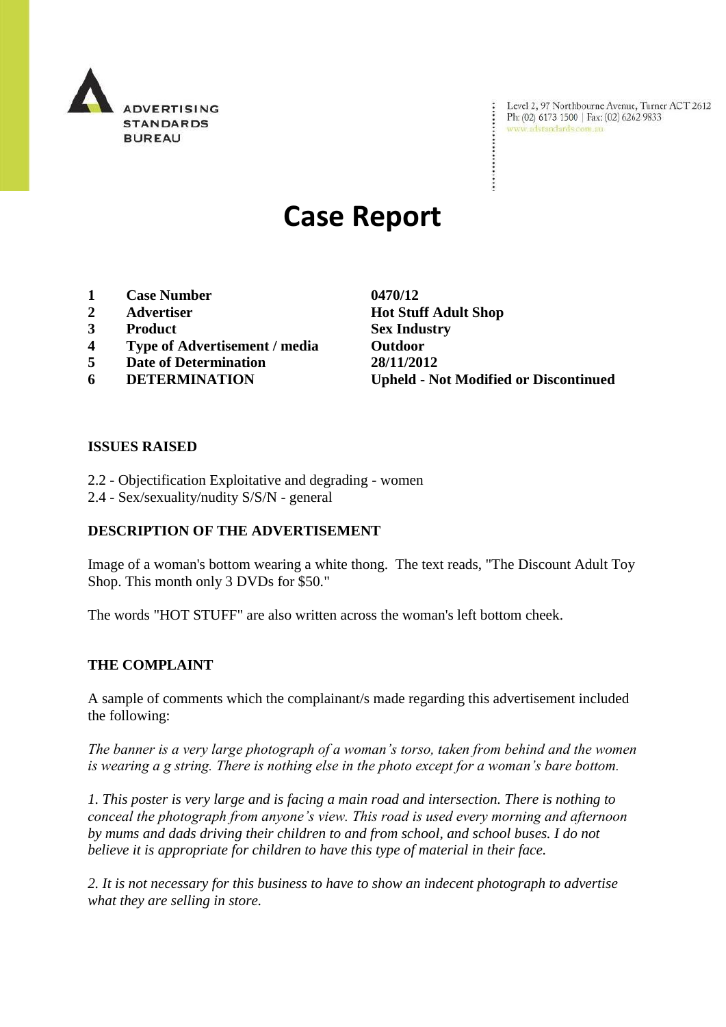ADVERTISING STANDARDS BUREAU

Level 2, 97 Northbourne Avenue, Turner ACT 2612
Ph: (02) 6173 1500 | Fax: (02) 6262 9833
www.adstandards.com.au

# Case Report

| | | |
|---|---|---|
| **1** | **Case Number** | **0470/12** |
| **2** | **Advertiser** | **Hot Stuff Adult Shop** |
| **3** | **Product** | **Sex Industry** |
| **4** | **Type of Advertisement / media** | **Outdoor** |
| **5** | **Date of Determination** | **28/11/2012** |
| **6** | **DETERMINATION** | **Upheld - Not Modified or Discontinued** |

**ISSUES RAISED**

2.2 - Objectification Exploitative and degrading - women
2.4 - Sex/sexuality/nudity S/S/N - general

**DESCRIPTION OF THE ADVERTISEMENT**

Image of a woman's bottom wearing a white thong. The text reads, "The Discount Adult Toy Shop. This month only 3 DVDs for $50."

The words "HOT STUFF" are also written across the woman's left bottom cheek.

**THE COMPLAINT**

A sample of comments which the complainant/s made regarding this advertisement included the following:

*The banner is a very large photograph of a woman's torso, taken from behind and the women is wearing a g string. There is nothing else in the photo except for a woman's bare bottom.*

*1. This poster is very large and is facing a main road and intersection. There is nothing to conceal the photograph from anyone's view. This road is used every morning and afternoon by mums and dads driving their children to and from school, and school buses. I do not believe it is appropriate for children to have this type of material in their face.*

*2. It is not necessary for this business to have to show an indecent photograph to advertise what they are selling in store.*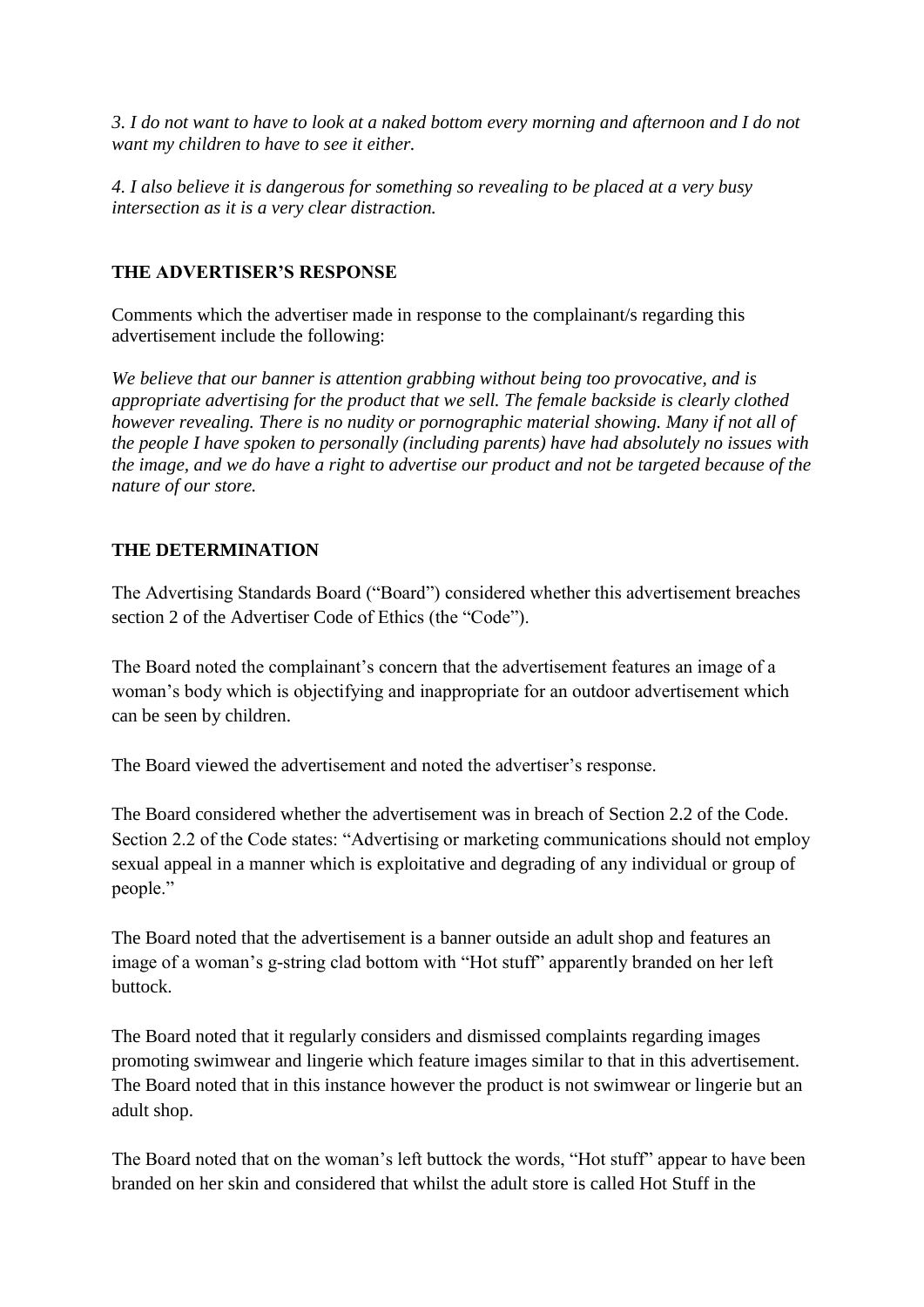*3. I do not want to have to look at a naked bottom every morning and afternoon and I do not want my children to have to see it either.*

*4. I also believe it is dangerous for something so revealing to be placed at a very busy intersection as it is a very clear distraction.*

## THE ADVERTISER'S RESPONSE

Comments which the advertiser made in response to the complainant/s regarding this advertisement include the following:

*We believe that our banner is attention grabbing without being too provocative, and is appropriate advertising for the product that we sell. The female backside is clearly clothed however revealing. There is no nudity or pornographic material showing. Many if not all of the people I have spoken to personally (including parents) have had absolutely no issues with the image, and we do have a right to advertise our product and not be targeted because of the nature of our store.*

## THE DETERMINATION

The Advertising Standards Board ("Board") considered whether this advertisement breaches section 2 of the Advertiser Code of Ethics (the "Code").

The Board noted the complainant's concern that the advertisement features an image of a woman's body which is objectifying and inappropriate for an outdoor advertisement which can be seen by children.

The Board viewed the advertisement and noted the advertiser's response.

The Board considered whether the advertisement was in breach of Section 2.2 of the Code. Section 2.2 of the Code states: "Advertising or marketing communications should not employ sexual appeal in a manner which is exploitative and degrading of any individual or group of people."

The Board noted that the advertisement is a banner outside an adult shop and features an image of a woman's g-string clad bottom with "Hot stuff" apparently branded on her left buttock.

The Board noted that it regularly considers and dismissed complaints regarding images promoting swimwear and lingerie which feature images similar to that in this advertisement. The Board noted that in this instance however the product is not swimwear or lingerie but an adult shop.

The Board noted that on the woman's left buttock the words, "Hot stuff" appear to have been branded on her skin and considered that whilst the adult store is called Hot Stuff in the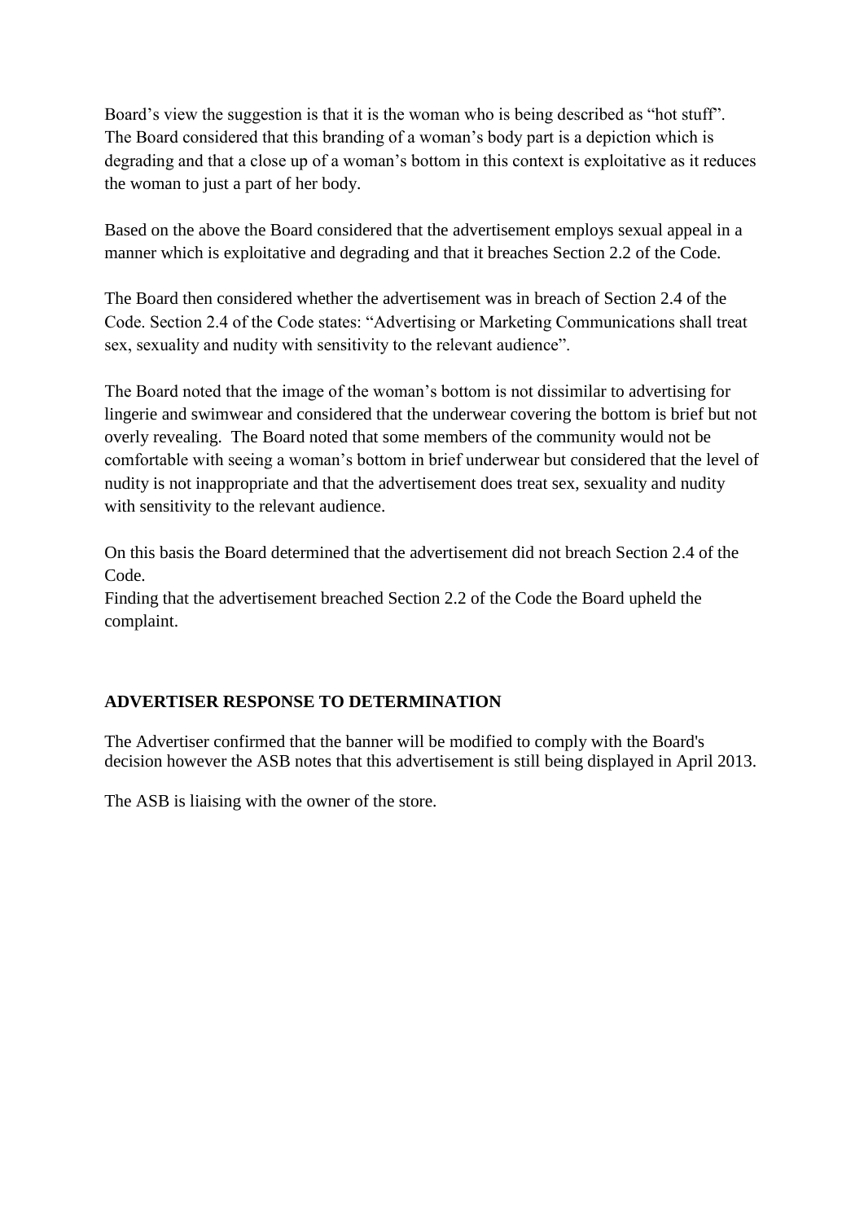Board's view the suggestion is that it is the woman who is being described as "hot stuff". The Board considered that this branding of a woman's body part is a depiction which is degrading and that a close up of a woman's bottom in this context is exploitative as it reduces the woman to just a part of her body.

Based on the above the Board considered that the advertisement employs sexual appeal in a manner which is exploitative and degrading and that it breaches Section 2.2 of the Code.

The Board then considered whether the advertisement was in breach of Section 2.4 of the Code. Section 2.4 of the Code states: "Advertising or Marketing Communications shall treat sex, sexuality and nudity with sensitivity to the relevant audience".

The Board noted that the image of the woman's bottom is not dissimilar to advertising for lingerie and swimwear and considered that the underwear covering the bottom is brief but not overly revealing. The Board noted that some members of the community would not be comfortable with seeing a woman's bottom in brief underwear but considered that the level of nudity is not inappropriate and that the advertisement does treat sex, sexuality and nudity with sensitivity to the relevant audience.

On this basis the Board determined that the advertisement did not breach Section 2.4 of the Code.
Finding that the advertisement breached Section 2.2 of the Code the Board upheld the complaint.

**ADVERTISER RESPONSE TO DETERMINATION**

The Advertiser confirmed that the banner will be modified to comply with the Board's decision however the ASB notes that this advertisement is still being displayed in April 2013.

The ASB is liaising with the owner of the store.